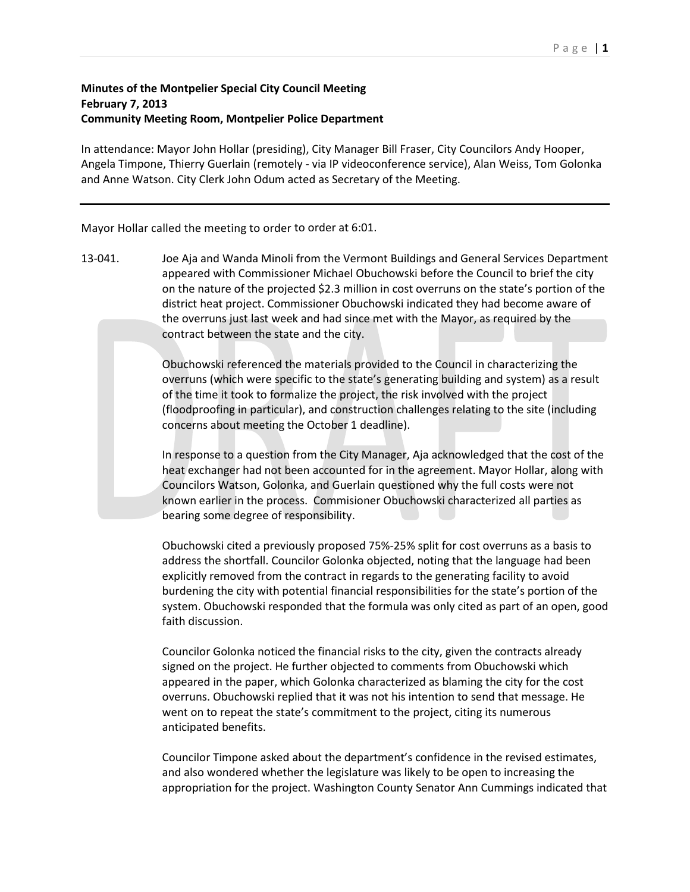**Minutes of the Montpelier Special City Council Meeting**
**February 7, 2013**
**Community Meeting Room, Montpelier Police Department**

In attendance: Mayor John Hollar (presiding), City Manager Bill Fraser, City Councilors Andy Hooper, Angela Timpone, Thierry Guerlain (remotely - via IP videoconference service), Alan Weiss, Tom Golonka and Anne Watson. City Clerk John Odum acted as Secretary of the Meeting.

---

Mayor Hollar called the meeting to order to order at 6:01.

13-041. Joe Aja and Wanda Minoli from the Vermont Buildings and General Services Department appeared with Commissioner Michael Obuchowski before the Council to brief the city on the nature of the projected $2.3 million in cost overruns on the state's portion of the district heat project. Commissioner Obuchowski indicated they had become aware of the overruns just last week and had since met with the Mayor, as required by the contract between the state and the city.

Obuchowski referenced the materials provided to the Council in characterizing the overruns (which were specific to the state's generating building and system) as a result of the time it took to formalize the project, the risk involved with the project (floodproofing in particular), and construction challenges relating to the site (including concerns about meeting the October 1 deadline).

In response to a question from the City Manager, Aja acknowledged that the cost of the heat exchanger had not been accounted for in the agreement. Mayor Hollar, along with Councilors Watson, Golonka, and Guerlain questioned why the full costs were not known earlier in the process. Commisioner Obuchowski characterized all parties as bearing some degree of responsibility.

Obuchowski cited a previously proposed 75%-25% split for cost overruns as a basis to address the shortfall. Councilor Golonka objected, noting that the language had been explicitly removed from the contract in regards to the generating facility to avoid burdening the city with potential financial responsibilities for the state's portion of the system. Obuchowski responded that the formula was only cited as part of an open, good faith discussion.

Councilor Golonka noticed the financial risks to the city, given the contracts already signed on the project. He further objected to comments from Obuchowski which appeared in the paper, which Golonka characterized as blaming the city for the cost overruns. Obuchowski replied that it was not his intention to send that message. He went on to repeat the state's commitment to the project, citing its numerous anticipated benefits.

Councilor Timpone asked about the department's confidence in the revised estimates, and also wondered whether the legislature was likely to be open to increasing the appropriation for the project. Washington County Senator Ann Cummings indicated that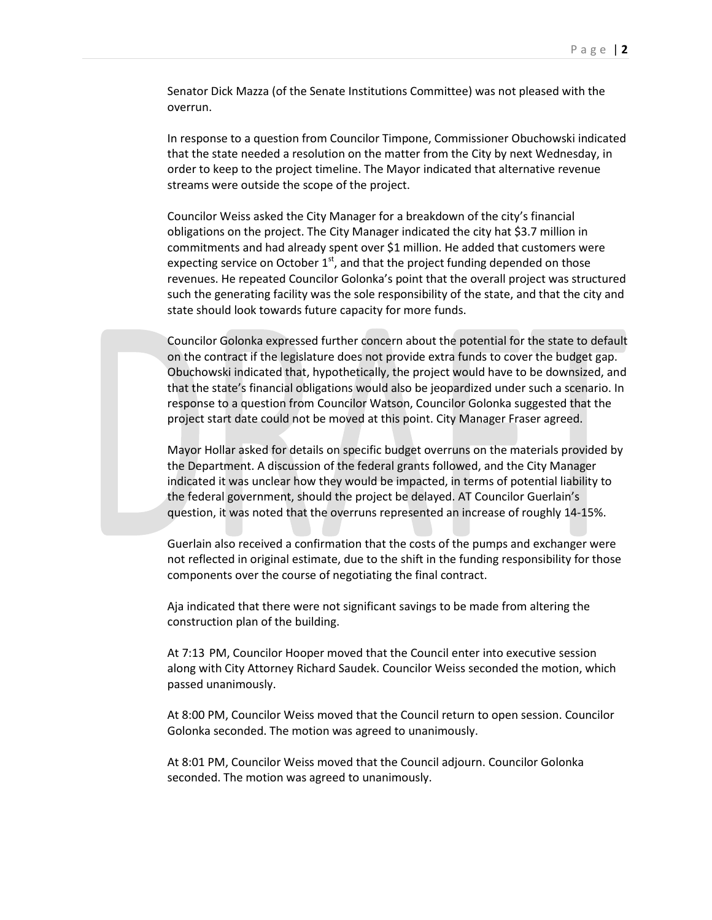Senator Dick Mazza (of the Senate Institutions Committee) was not pleased with the overrun.

In response to a question from Councilor Timpone, Commissioner Obuchowski indicated that the state needed a resolution on the matter from the City by next Wednesday, in order to keep to the project timeline. The Mayor indicated that alternative revenue streams were outside the scope of the project.

Councilor Weiss asked the City Manager for a breakdown of the city's financial obligations on the project. The City Manager indicated the city hat $3.7 million in commitments and had already spent over $1 million. He added that customers were expecting service on October 1st, and that the project funding depended on those revenues. He repeated Councilor Golonka's point that the overall project was structured such the generating facility was the sole responsibility of the state, and that the city and state should look towards future capacity for more funds.

Councilor Golonka expressed further concern about the potential for the state to default on the contract if the legislature does not provide extra funds to cover the budget gap. Obuchowski indicated that, hypothetically, the project would have to be downsized, and that the state's financial obligations would also be jeopardized under such a scenario. In response to a question from Councilor Watson, Councilor Golonka suggested that the project start date could not be moved at this point. City Manager Fraser agreed.

Mayor Hollar asked for details on specific budget overruns on the materials provided by the Department. A discussion of the federal grants followed, and the City Manager indicated it was unclear how they would be impacted, in terms of potential liability to the federal government, should the project be delayed. AT Councilor Guerlain's question, it was noted that the overruns represented an increase of roughly 14-15%.

Guerlain also received a confirmation that the costs of the pumps and exchanger were not reflected in original estimate, due to the shift in the funding responsibility for those components over the course of negotiating the final contract.

Aja indicated that there were not significant savings to be made from altering the construction plan of the building.

At 7:13 PM, Councilor Hooper moved that the Council enter into executive session along with City Attorney Richard Saudek. Councilor Weiss seconded the motion, which passed unanimously.

At 8:00 PM, Councilor Weiss moved that the Council return to open session. Councilor Golonka seconded. The motion was agreed to unanimously.

At 8:01 PM, Councilor Weiss moved that the Council adjourn. Councilor Golonka seconded. The motion was agreed to unanimously.